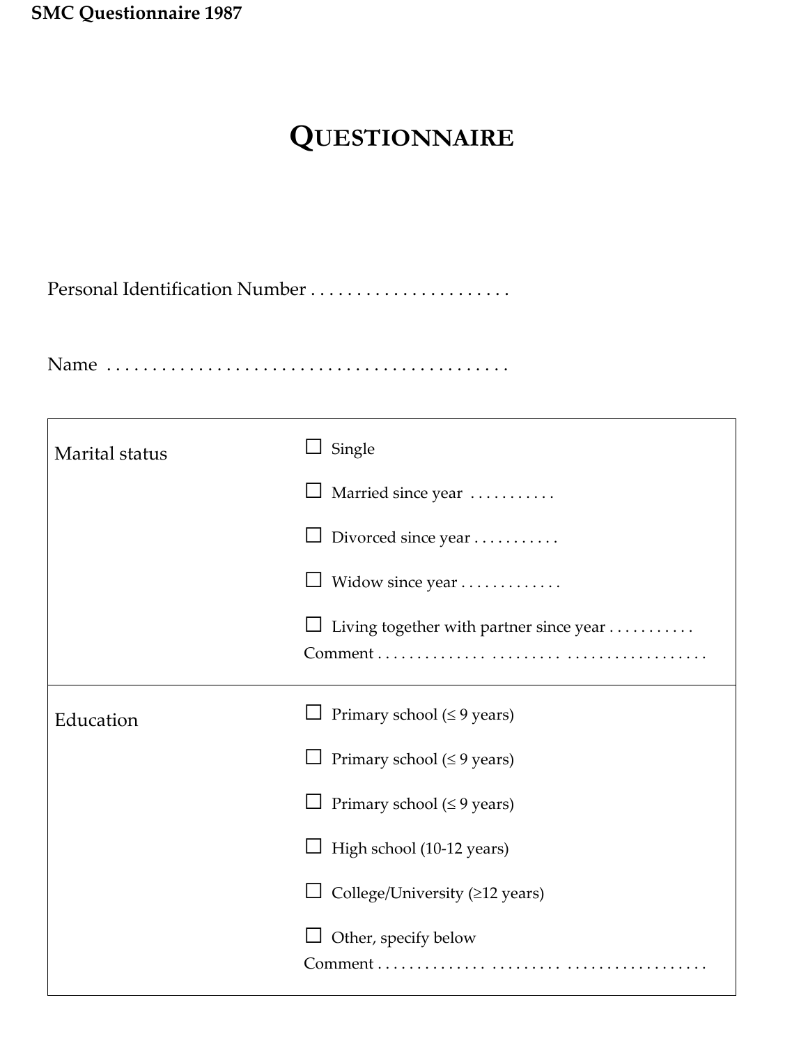SMC Questionnaire 1987

# QUESTIONNAIRE

Personal Identification Number . . . . . . . . . . . . . . . . . . . . . .

Name . . . . . . . . . . . . . . . . . . . . . . . . . . . . . . . . . . . . . . . . . .

| | |
|---|---|
| Marital status | ☐ Single<br>☐ Married since year . . . . . . . . . . .<br>☐ Divorced since year . . . . . . . . . . .<br>☐ Widow since year . . . . . . . . . . . . .<br>☐ Living together with partner since year . . . . . . . . . . .<br>Comment . . . . . . . . . . . . . . . . . . . . . . . . . . . . . . . . . . . . . . . |
| Education | ☐ Primary school (≤ 9 years)<br>☐ Primary school (≤ 9 years)<br>☐ Primary school (≤ 9 years)<br>☐ High school (10-12 years)<br>☐ College/University (≥12 years)<br>☐ Other, specify below<br>Comment . . . . . . . . . . . . . . . . . . . . . . . . . . . . . . . . . . . . . . . |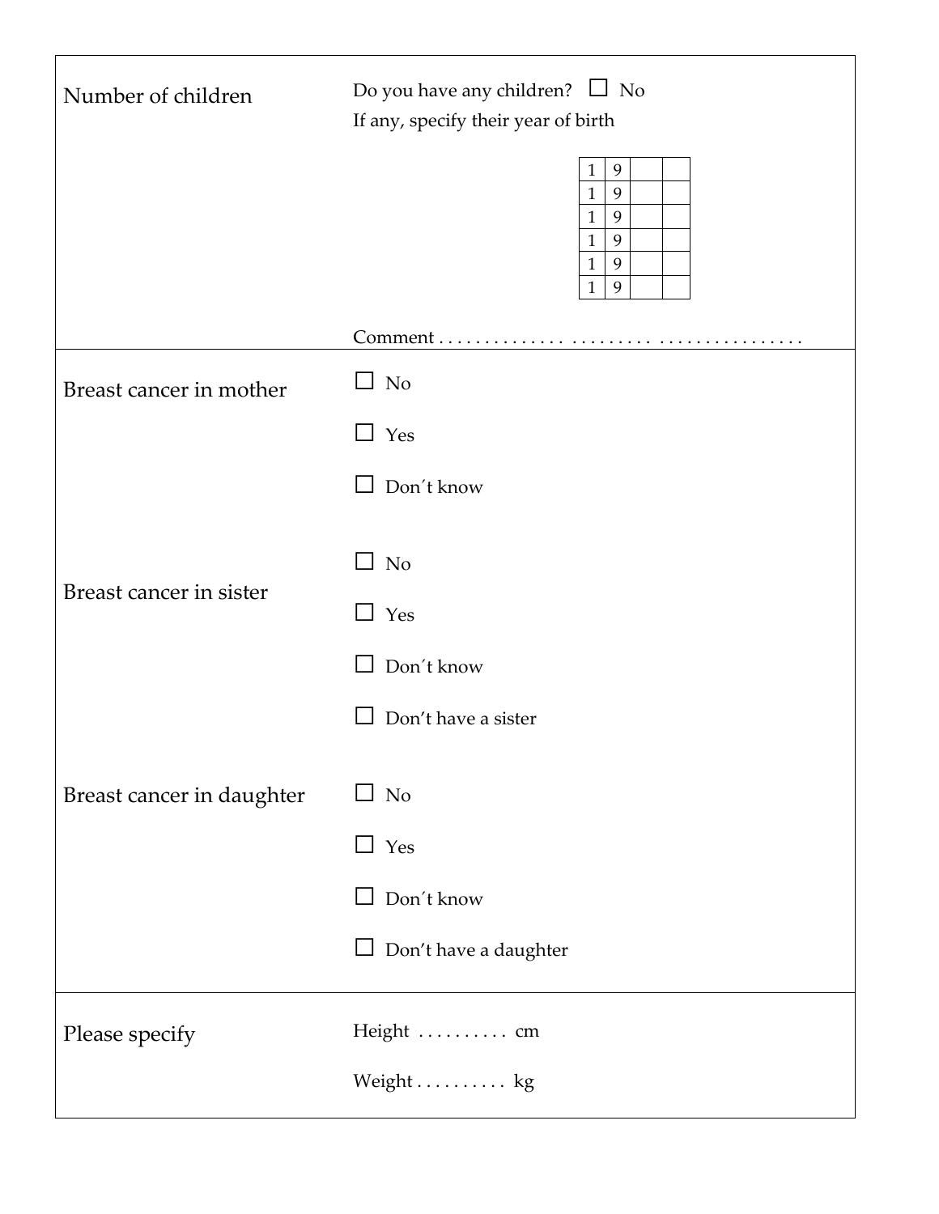| | |
|---|---|
| Number of children | Do you have any children? ☐ No<br>If any, specify their year of birth<br><br>1 9 _ _<br>1 9 _ _<br>1 9 _ _<br>1 9 _ _<br>1 9 _ _<br>1 9 _ _<br><br>Comment . . . . . . . . . . . . . . . . . . . . . . . . . . . . . . . . . . . . . . |
| Breast cancer in mother | ☐ No<br>☐ Yes<br>☐ Don´t know |
| Breast cancer in sister | ☐ No<br>☐ Yes<br>☐ Don´t know<br>☐ Don’t have a sister |
| Breast cancer in daughter | ☐ No<br>☐ Yes<br>☐ Don´t know<br>☐ Don’t have a daughter |
| Please specify | Height . . . . . . . . . . cm<br>Weight . . . . . . . . . . kg |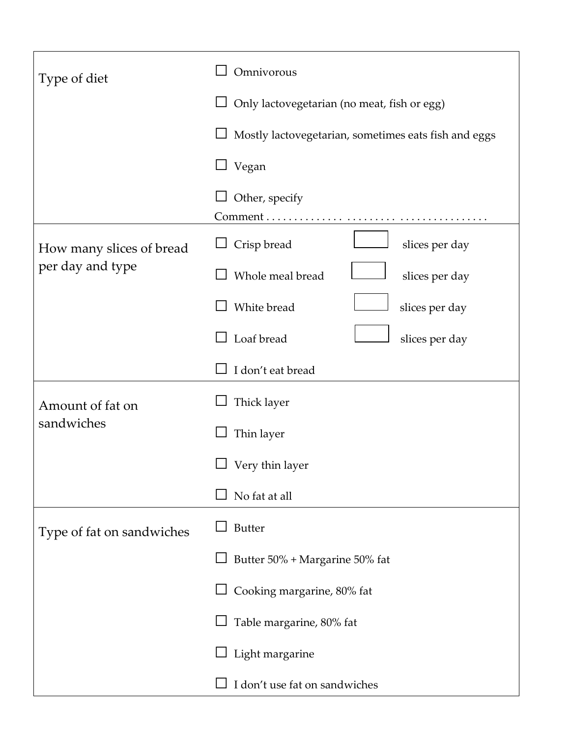| | |
|---|---|
| Type of diet | ☐ Omnivorous<br>☐ Only lactovegetarian (no meat, fish or egg)<br>☐ Mostly lactovegetarian, sometimes eats fish and eggs<br>☐ Vegan<br>☐ Other, specify<br>Comment . . . . . . . . . . . . . . . . . . . . . . . . . . . . . . . . . . . . . . |
| How many slices of bread per day and type | ☐ Crisp bread ☐ slices per day<br>☐ Whole meal bread ☐ slices per day<br>☐ White bread ☐ slices per day<br>☐ Loaf bread ☐ slices per day<br>☐ I don't eat bread |
| Amount of fat on sandwiches | ☐ Thick layer<br>☐ Thin layer<br>☐ Very thin layer<br>☐ No fat at all |
| Type of fat on sandwiches | ☐ Butter<br>☐ Butter 50% + Margarine 50% fat<br>☐ Cooking margarine, 80% fat<br>☐ Table margarine, 80% fat<br>☐ Light margarine<br>☐ I don't use fat on sandwiches |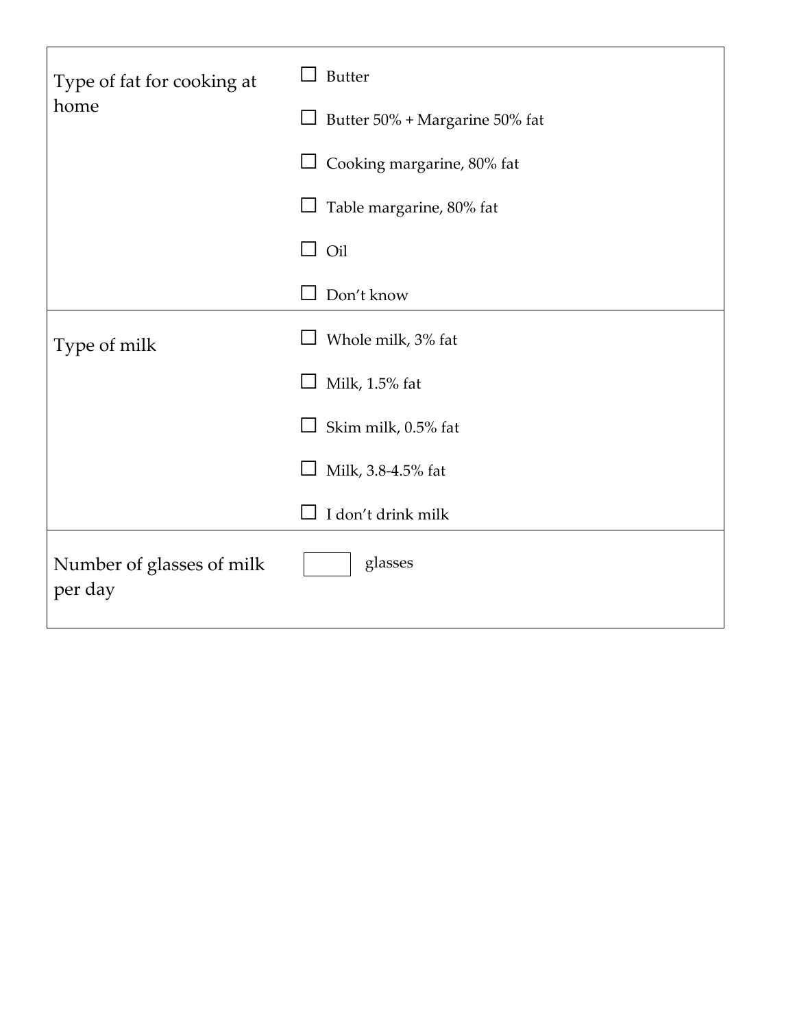| Type of fat for cooking at home | ☐ Butter<br>☐ Butter 50% + Margarine 50% fat<br>☐ Cooking margarine, 80% fat<br>☐ Table margarine, 80% fat<br>☐ Oil<br>☐ Don't know |
|---|---|
| Type of milk | ☐ Whole milk, 3% fat<br>☐ Milk, 1.5% fat<br>☐ Skim milk, 0.5% fat<br>☐ Milk, 3.8-4.5% fat<br>☐ I don't drink milk |
| Number of glasses of milk per day | ☐ glasses |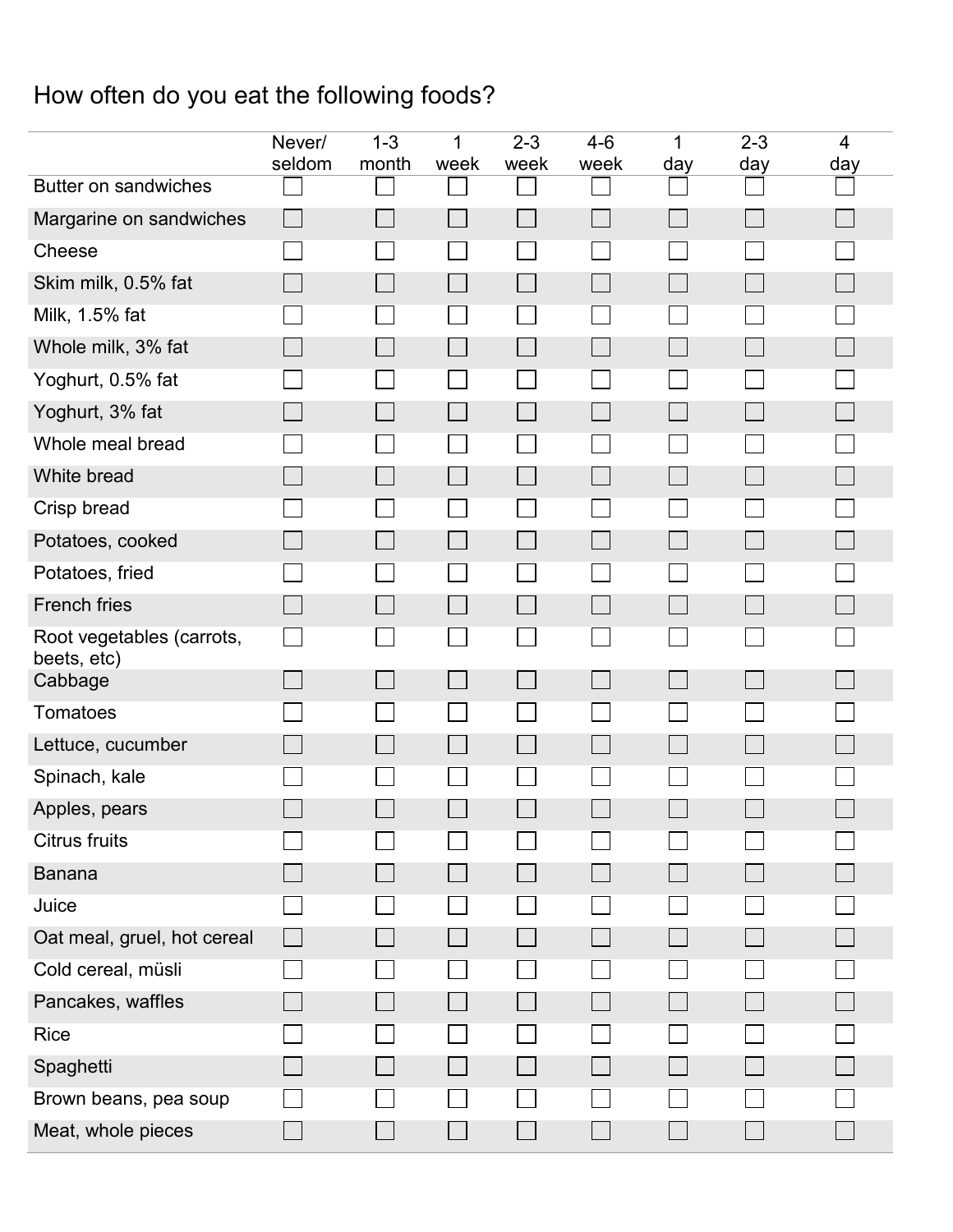How often do you eat the following foods?

| | Never/ seldom | 1-3 month | 1 week | 2-3 week | 4-6 week | 1 day | 2-3 day | 4 day |
|---|---|---|---|---|---|---|---|---|
| Butter on sandwiches | ☐ | ☐ | ☐ | ☐ | ☐ | ☐ | ☐ | ☐ |
| Margarine on sandwiches | ☐ | ☐ | ☐ | ☐ | ☐ | ☐ | ☐ | ☐ |
| Cheese | ☐ | ☐ | ☐ | ☐ | ☐ | ☐ | ☐ | ☐ |
| Skim milk, 0.5% fat | ☐ | ☐ | ☐ | ☐ | ☐ | ☐ | ☐ | ☐ |
| Milk, 1.5% fat | ☐ | ☐ | ☐ | ☐ | ☐ | ☐ | ☐ | ☐ |
| Whole milk, 3% fat | ☐ | ☐ | ☐ | ☐ | ☐ | ☐ | ☐ | ☐ |
| Yoghurt, 0.5% fat | ☐ | ☐ | ☐ | ☐ | ☐ | ☐ | ☐ | ☐ |
| Yoghurt, 3% fat | ☐ | ☐ | ☐ | ☐ | ☐ | ☐ | ☐ | ☐ |
| Whole meal bread | ☐ | ☐ | ☐ | ☐ | ☐ | ☐ | ☐ | ☐ |
| White bread | ☐ | ☐ | ☐ | ☐ | ☐ | ☐ | ☐ | ☐ |
| Crisp bread | ☐ | ☐ | ☐ | ☐ | ☐ | ☐ | ☐ | ☐ |
| Potatoes, cooked | ☐ | ☐ | ☐ | ☐ | ☐ | ☐ | ☐ | ☐ |
| Potatoes, fried | ☐ | ☐ | ☐ | ☐ | ☐ | ☐ | ☐ | ☐ |
| French fries | ☐ | ☐ | ☐ | ☐ | ☐ | ☐ | ☐ | ☐ |
| Root vegetables (carrots, beets, etc) | ☐ | ☐ | ☐ | ☐ | ☐ | ☐ | ☐ | ☐ |
| Cabbage | ☐ | ☐ | ☐ | ☐ | ☐ | ☐ | ☐ | ☐ |
| Tomatoes | ☐ | ☐ | ☐ | ☐ | ☐ | ☐ | ☐ | ☐ |
| Lettuce, cucumber | ☐ | ☐ | ☐ | ☐ | ☐ | ☐ | ☐ | ☐ |
| Spinach, kale | ☐ | ☐ | ☐ | ☐ | ☐ | ☐ | ☐ | ☐ |
| Apples, pears | ☐ | ☐ | ☐ | ☐ | ☐ | ☐ | ☐ | ☐ |
| Citrus fruits | ☐ | ☐ | ☐ | ☐ | ☐ | ☐ | ☐ | ☐ |
| Banana | ☐ | ☐ | ☐ | ☐ | ☐ | ☐ | ☐ | ☐ |
| Juice | ☐ | ☐ | ☐ | ☐ | ☐ | ☐ | ☐ | ☐ |
| Oat meal, gruel, hot cereal | ☐ | ☐ | ☐ | ☐ | ☐ | ☐ | ☐ | ☐ |
| Cold cereal, müsli | ☐ | ☐ | ☐ | ☐ | ☐ | ☐ | ☐ | ☐ |
| Pancakes, waffles | ☐ | ☐ | ☐ | ☐ | ☐ | ☐ | ☐ | ☐ |
| Rice | ☐ | ☐ | ☐ | ☐ | ☐ | ☐ | ☐ | ☐ |
| Spaghetti | ☐ | ☐ | ☐ | ☐ | ☐ | ☐ | ☐ | ☐ |
| Brown beans, pea soup | ☐ | ☐ | ☐ | ☐ | ☐ | ☐ | ☐ | ☐ |
| Meat, whole pieces | ☐ | ☐ | ☐ | ☐ | ☐ | ☐ | ☐ | ☐ |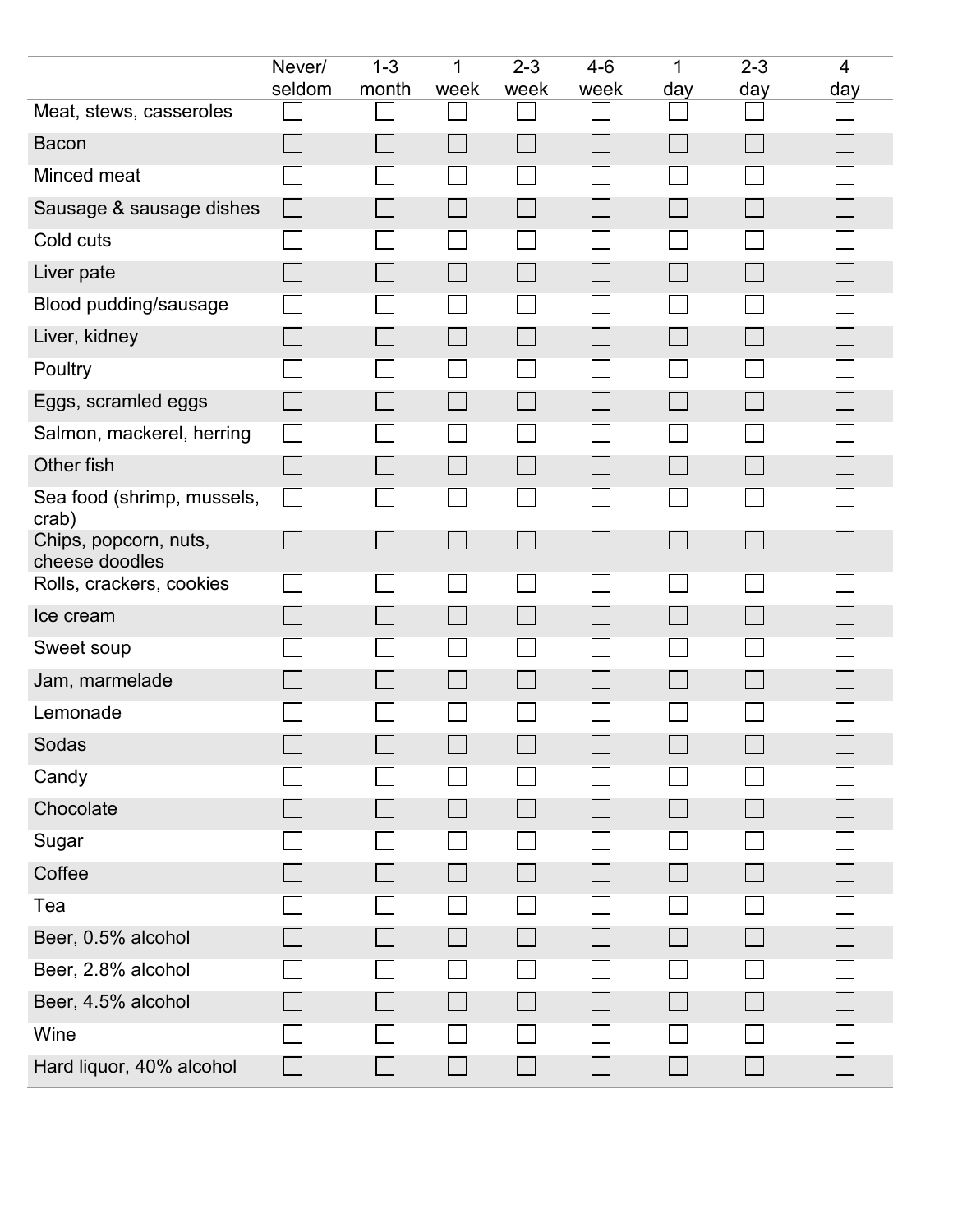| | Never/ seldom | 1-3 month | 1 week | 2-3 week | 4-6 week | 1 day | 2-3 day | 4 day |
|---|---|---|---|---|---|---|---|---|
| Meat, stews, casseroles | ☐ | ☐ | ☐ | ☐ | ☐ | ☐ | ☐ | ☐ |
| Bacon | ☐ | ☐ | ☐ | ☐ | ☐ | ☐ | ☐ | ☐ |
| Minced meat | ☐ | ☐ | ☐ | ☐ | ☐ | ☐ | ☐ | ☐ |
| Sausage & sausage dishes | ☐ | ☐ | ☐ | ☐ | ☐ | ☐ | ☐ | ☐ |
| Cold cuts | ☐ | ☐ | ☐ | ☐ | ☐ | ☐ | ☐ | ☐ |
| Liver pate | ☐ | ☐ | ☐ | ☐ | ☐ | ☐ | ☐ | ☐ |
| Blood pudding/sausage | ☐ | ☐ | ☐ | ☐ | ☐ | ☐ | ☐ | ☐ |
| Liver, kidney | ☐ | ☐ | ☐ | ☐ | ☐ | ☐ | ☐ | ☐ |
| Poultry | ☐ | ☐ | ☐ | ☐ | ☐ | ☐ | ☐ | ☐ |
| Eggs, scramled eggs | ☐ | ☐ | ☐ | ☐ | ☐ | ☐ | ☐ | ☐ |
| Salmon, mackerel, herring | ☐ | ☐ | ☐ | ☐ | ☐ | ☐ | ☐ | ☐ |
| Other fish | ☐ | ☐ | ☐ | ☐ | ☐ | ☐ | ☐ | ☐ |
| Sea food (shrimp, mussels, crab) | ☐ | ☐ | ☐ | ☐ | ☐ | ☐ | ☐ | ☐ |
| Chips, popcorn, nuts, cheese doodles | ☐ | ☐ | ☐ | ☐ | ☐ | ☐ | ☐ | ☐ |
| Rolls, crackers, cookies | ☐ | ☐ | ☐ | ☐ | ☐ | ☐ | ☐ | ☐ |
| Ice cream | ☐ | ☐ | ☐ | ☐ | ☐ | ☐ | ☐ | ☐ |
| Sweet soup | ☐ | ☐ | ☐ | ☐ | ☐ | ☐ | ☐ | ☐ |
| Jam, marmelade | ☐ | ☐ | ☐ | ☐ | ☐ | ☐ | ☐ | ☐ |
| Lemonade | ☐ | ☐ | ☐ | ☐ | ☐ | ☐ | ☐ | ☐ |
| Sodas | ☐ | ☐ | ☐ | ☐ | ☐ | ☐ | ☐ | ☐ |
| Candy | ☐ | ☐ | ☐ | ☐ | ☐ | ☐ | ☐ | ☐ |
| Chocolate | ☐ | ☐ | ☐ | ☐ | ☐ | ☐ | ☐ | ☐ |
| Sugar | ☐ | ☐ | ☐ | ☐ | ☐ | ☐ | ☐ | ☐ |
| Coffee | ☐ | ☐ | ☐ | ☐ | ☐ | ☐ | ☐ | ☐ |
| Tea | ☐ | ☐ | ☐ | ☐ | ☐ | ☐ | ☐ | ☐ |
| Beer, 0.5% alcohol | ☐ | ☐ | ☐ | ☐ | ☐ | ☐ | ☐ | ☐ |
| Beer, 2.8% alcohol | ☐ | ☐ | ☐ | ☐ | ☐ | ☐ | ☐ | ☐ |
| Beer, 4.5% alcohol | ☐ | ☐ | ☐ | ☐ | ☐ | ☐ | ☐ | ☐ |
| Wine | ☐ | ☐ | ☐ | ☐ | ☐ | ☐ | ☐ | ☐ |
| Hard liquor, 40% alcohol | ☐ | ☐ | ☐ | ☐ | ☐ | ☐ | ☐ | ☐ |